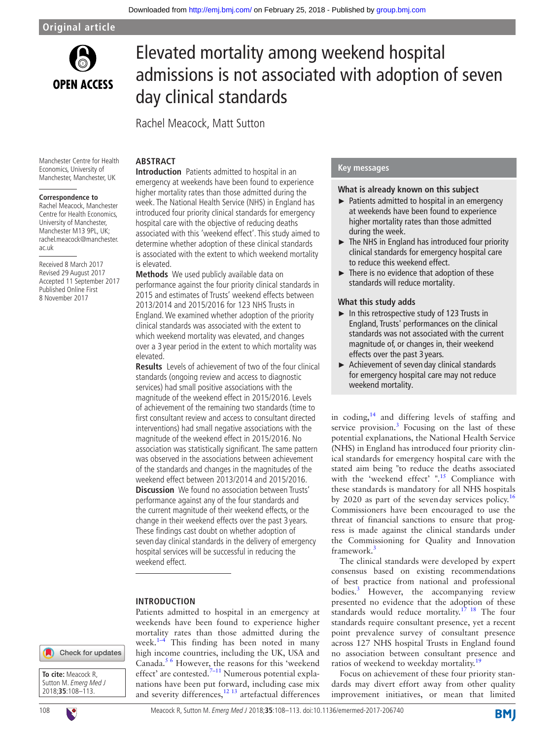Original article

# Elevated mortality among weekend hospital admissions is not associated with adoption of seven day clinical standards

Rachel Meacock, Matt Sutton

Manchester Centre for Health Economics, University of Manchester, Manchester, UK

**Correspondence to** Rachel Meacock, Manchester Centre for Health Economics, University of Manchester, Manchester M13 9PL, UK; rachel.meacock@manchester.ac.uk

Received 8 March 2017
Revised 29 August 2017
Accepted 11 September 2017
Published Online First 8 November 2017

**To cite:** Meacock R, Sutton M. *Emerg Med J* 2018;**35**:108–113.

## ABSTRACT

**Introduction** Patients admitted to hospital in an emergency at weekends have been found to experience higher mortality rates than those admitted during the week. The National Health Service (NHS) in England has introduced four priority clinical standards for emergency hospital care with the objective of reducing deaths associated with this 'weekend effect'. This study aimed to determine whether adoption of these clinical standards is associated with the extent to which weekend mortality is elevated.

**Methods** We used publicly available data on performance against the four priority clinical standards in 2015 and estimates of Trusts' weekend effects between 2013/2014 and 2015/2016 for 123 NHS Trusts in England. We examined whether adoption of the priority clinical standards was associated with the extent to which weekend mortality was elevated, and changes over a 3 year period in the extent to which mortality was elevated.

**Results** Levels of achievement of two of the four clinical standards (ongoing review and access to diagnostic services) had small positive associations with the magnitude of the weekend effect in 2015/2016. Levels of achievement of the remaining two standards (time to first consultant review and access to consultant directed interventions) had small negative associations with the magnitude of the weekend effect in 2015/2016. No association was statistically significant. The same pattern was observed in the associations between achievement of the standards and changes in the magnitudes of the weekend effect between 2013/2014 and 2015/2016.

**Discussion** We found no association between Trusts' performance against any of the four standards and the current magnitude of their weekend effects, or the change in their weekend effects over the past 3 years. These findings cast doubt on whether adoption of seven day clinical standards in the delivery of emergency hospital services will be successful in reducing the weekend effect.

## Key messages

### What is already known on this subject

- Patients admitted to hospital in an emergency at weekends have been found to experience higher mortality rates than those admitted during the week.
- The NHS in England has introduced four priority clinical standards for emergency hospital care to reduce this weekend effect.
- There is no evidence that adoption of these standards will reduce mortality.

### What this study adds

- In this retrospective study of 123 Trusts in England, Trusts' performances on the clinical standards was not associated with the current magnitude of, or changes in, their weekend effects over the past 3 years.
- Achievement of seven day clinical standards for emergency hospital care may not reduce weekend mortality.

## INTRODUCTION

Patients admitted to hospital in an emergency at weekends have been found to experience higher mortality rates than those admitted during the week.[1–4] This finding has been noted in many high income countries, including the UK, USA and Canada.[5,6] However, the reasons for this 'weekend effect' are contested.[7–11] Numerous potential explanations have been put forward, including case mix and severity differences,[12,13] artefactual differences in coding,[14] and differing levels of staffing and service provision.[3] Focusing on the last of these potential explanations, the National Health Service (NHS) in England has introduced four priority clinical standards for emergency hospital care with the stated aim being "to reduce the deaths associated with the 'weekend effect' ".[15] Compliance with these standards is mandatory for all NHS hospitals by 2020 as part of the seven day services policy.[16] Commissioners have been encouraged to use the threat of financial sanctions to ensure that progress is made against the clinical standards under the Commissioning for Quality and Innovation framework.[3]

The clinical standards were developed by expert consensus based on existing recommendations of best practice from national and professional bodies.[3] However, the accompanying review presented no evidence that the adoption of these standards would reduce mortality.[17,18] The four standards require consultant presence, yet a recent point prevalence survey of consultant presence across 127 NHS hospital Trusts in England found no association between consultant presence and ratios of weekend to weekday mortality.[19]

Focus on achievement of these four priority standards may divert effort away from other quality improvement initiatives, or mean that limited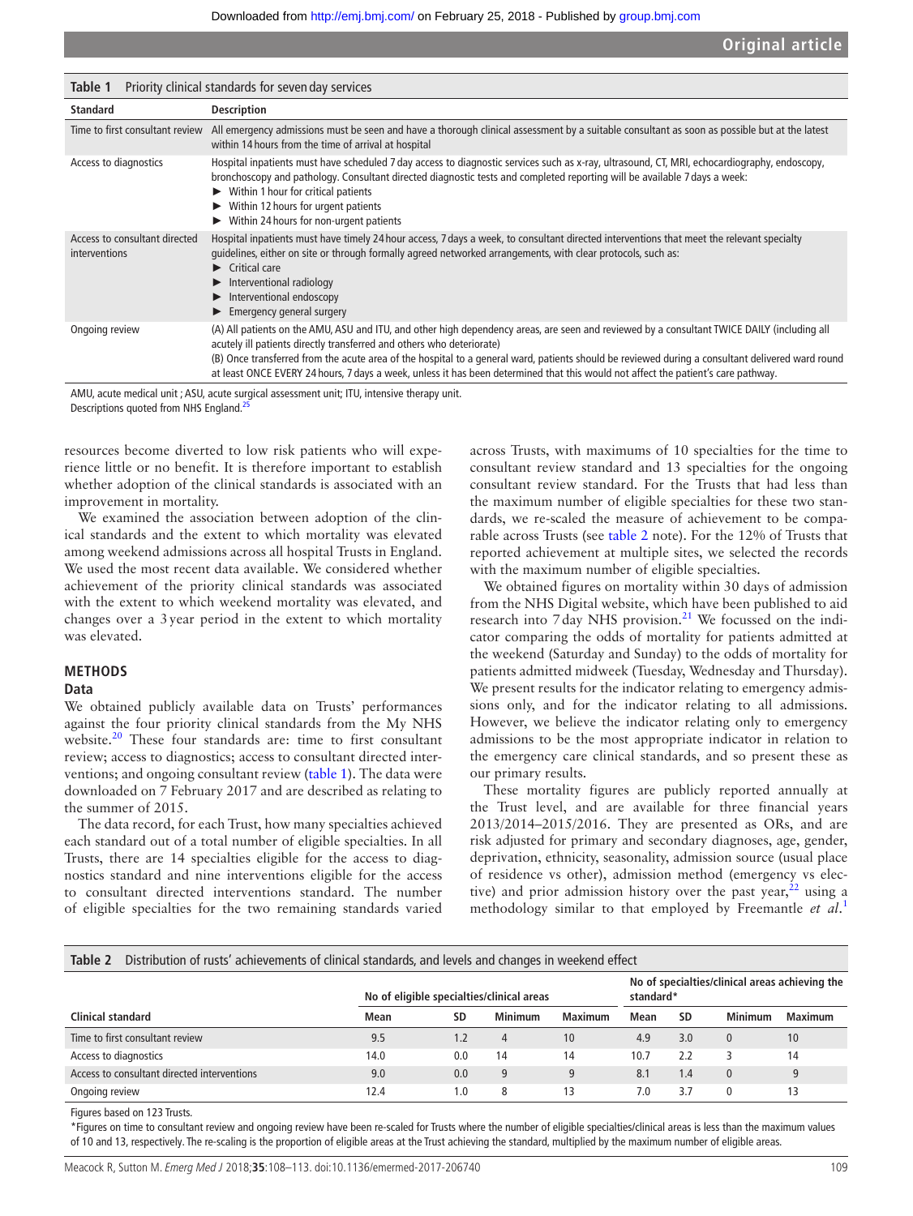**Table 1** Priority clinical standards for seven day services

| Standard | Description |
|---|---|
| Time to first consultant review | All emergency admissions must be seen and have a thorough clinical assessment by a suitable consultant as soon as possible but at the latest within 14 hours from the time of arrival at hospital |
| Access to diagnostics | Hospital inpatients must have scheduled 7 day access to diagnostic services such as x-ray, ultrasound, CT, MRI, echocardiography, endoscopy, bronchoscopy and pathology. Consultant directed diagnostic tests and completed reporting will be available 7 days a week: ► Within 1 hour for critical patients ► Within 12 hours for urgent patients ► Within 24 hours for non-urgent patients |
| Access to consultant directed interventions | Hospital inpatients must have timely 24 hour access, 7 days a week, to consultant directed interventions that meet the relevant specialty guidelines, either on site or through formally agreed networked arrangements, with clear protocols, such as: ► Critical care ► Interventional radiology ► Interventional endoscopy ► Emergency general surgery |
| Ongoing review | (A) All patients on the AMU, ASU and ITU, and other high dependency areas, are seen and reviewed by a consultant TWICE DAILY (including all acutely ill patients directly transferred and others who deteriorate) (B) Once transferred from the acute area of the hospital to a general ward, patients should be reviewed during a consultant delivered ward round at least ONCE EVERY 24 hours, 7 days a week, unless it has been determined that this would not affect the patient's care pathway. |

AMU, acute medical unit ; ASU, acute surgical assessment unit; ITU, intensive therapy unit.
Descriptions quoted from NHS England.[25]

resources become diverted to low risk patients who will experience little or no benefit. It is therefore important to establish whether adoption of the clinical standards is associated with an improvement in mortality.

We examined the association between adoption of the clinical standards and the extent to which mortality was elevated among weekend admissions across all hospital Trusts in England. We used the most recent data available. We considered whether achievement of the priority clinical standards was associated with the extent to which weekend mortality was elevated, and changes over a 3 year period in the extent to which mortality was elevated.

## METHODS

### Data

We obtained publicly available data on Trusts' performances against the four priority clinical standards from the My NHS website.[20] These four standards are: time to first consultant review; access to diagnostics; access to consultant directed interventions; and ongoing consultant review (table 1). The data were downloaded on 7 February 2017 and are described as relating to the summer of 2015.

The data record, for each Trust, how many specialties achieved each standard out of a total number of eligible specialties. In all Trusts, there are 14 specialties eligible for the access to diagnostics standard and nine interventions eligible for the access to consultant directed interventions standard. The number of eligible specialties for the two remaining standards varied across Trusts, with maximums of 10 specialties for the time to consultant review standard and 13 specialties for the ongoing consultant review standard. For the Trusts that had less than the maximum number of eligible specialties for these two standards, we re-scaled the measure of achievement to be comparable across Trusts (see table 2 note). For the 12% of Trusts that reported achievement at multiple sites, we selected the records with the maximum number of eligible specialties.

We obtained figures on mortality within 30 days of admission from the NHS Digital website, which have been published to aid research into 7 day NHS provision.[21] We focussed on the indicator comparing the odds of mortality for patients admitted at the weekend (Saturday and Sunday) to the odds of mortality for patients admitted midweek (Tuesday, Wednesday and Thursday). We present results for the indicator relating to emergency admissions only, and for the indicator relating to all admissions. However, we believe the indicator relating only to emergency admissions to be the most appropriate indicator in relation to the emergency care clinical standards, and so present these as our primary results.

These mortality figures are publicly reported annually at the Trust level, and are available for three financial years 2013/2014–2015/2016. They are presented as ORs, and are risk adjusted for primary and secondary diagnoses, age, gender, deprivation, ethnicity, seasonality, admission source (usual place of residence vs other), admission method (emergency vs elective) and prior admission history over the past year,[22] using a methodology similar to that employed by Freemantle *et al*.[1]

**Table 2** Distribution of rusts' achievements of clinical standards, and levels and changes in weekend effect

| | No of eligible specialties/clinical areas | | | | No of specialties/clinical areas achieving the standard* | | | |
|---|---|---|---|---|---|---|---|---|
| **Clinical standard** | **Mean** | **SD** | **Minimum** | **Maximum** | **Mean** | **SD** | **Minimum** | **Maximum** |
| Time to first consultant review | 9.5 | 1.2 | 4 | 10 | 4.9 | 3.0 | 0 | 10 |
| Access to diagnostics | 14.0 | 0.0 | 14 | 14 | 10.7 | 2.2 | 3 | 14 |
| Access to consultant directed interventions | 9.0 | 0.0 | 9 | 9 | 8.1 | 1.4 | 0 | 9 |
| Ongoing review | 12.4 | 1.0 | 8 | 13 | 7.0 | 3.7 | 0 | 13 |

Figures based on 123 Trusts.
*Figures on time to consultant review and ongoing review have been re-scaled for Trusts where the number of eligible specialties/clinical areas is less than the maximum values of 10 and 13, respectively. The re-scaling is the proportion of eligible areas at the Trust achieving the standard, multiplied by the maximum number of eligible areas.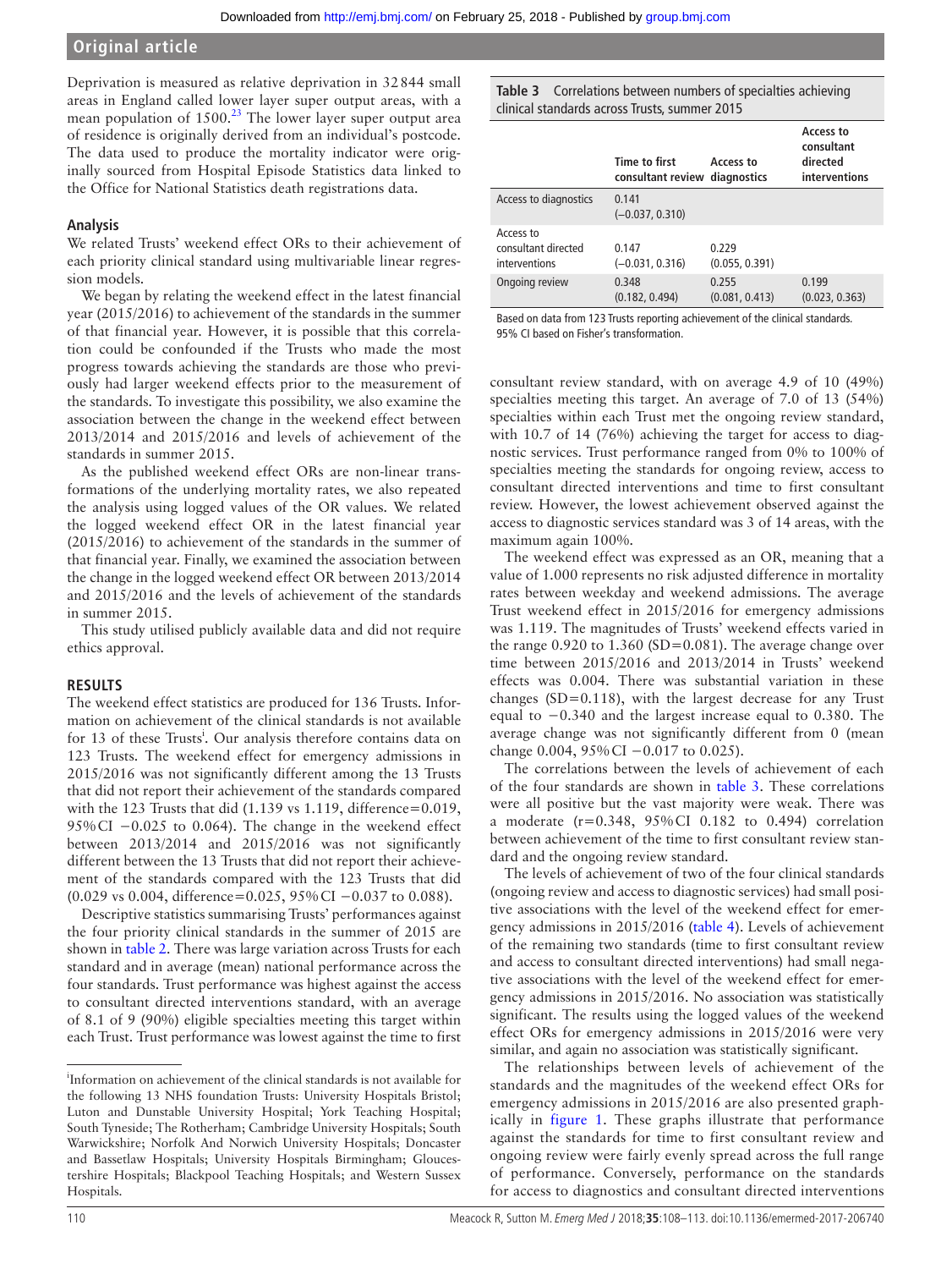Deprivation is measured as relative deprivation in 32 844 small areas in England called lower layer super output areas, with a mean population of 1500.[23] The lower layer super output area of residence is originally derived from an individual's postcode. The data used to produce the mortality indicator were originally sourced from Hospital Episode Statistics data linked to the Office for National Statistics death registrations data.

### Analysis

We related Trusts' weekend effect ORs to their achievement of each priority clinical standard using multivariable linear regression models.

We began by relating the weekend effect in the latest financial year (2015/2016) to achievement of the standards in the summer of that financial year. However, it is possible that this correlation could be confounded if the Trusts who made the most progress towards achieving the standards are those who previously had larger weekend effects prior to the measurement of the standards. To investigate this possibility, we also examine the association between the change in the weekend effect between 2013/2014 and 2015/2016 and levels of achievement of the standards in summer 2015.

As the published weekend effect ORs are non-linear transformations of the underlying mortality rates, we also repeated the analysis using logged values of the OR values. We related the logged weekend effect OR in the latest financial year (2015/2016) to achievement of the standards in the summer of that financial year. Finally, we examined the association between the change in the logged weekend effect OR between 2013/2014 and 2015/2016 and the levels of achievement of the standards in summer 2015.

This study utilised publicly available data and did not require ethics approval.

## RESULTS

The weekend effect statistics are produced for 136 Trusts. Information on achievement of the clinical standards is not available for 13 of these Trusts[i]. Our analysis therefore contains data on 123 Trusts. The weekend effect for emergency admissions in 2015/2016 was not significantly different among the 13 Trusts that did not report their achievement of the standards compared with the 123 Trusts that did (1.139 vs 1.119, difference=0.019, 95% CI −0.025 to 0.064). The change in the weekend effect between 2013/2014 and 2015/2016 was not significantly different between the 13 Trusts that did not report their achievement of the standards compared with the 123 Trusts that did (0.029 vs 0.004, difference=0.025, 95% CI −0.037 to 0.088).

Descriptive statistics summarising Trusts' performances against the four priority clinical standards in the summer of 2015 are shown in table 2. There was large variation across Trusts for each standard and in average (mean) national performance across the four standards. Trust performance was highest against the access to consultant directed interventions standard, with an average of 8.1 of 9 (90%) eligible specialties meeting this target within each Trust. Trust performance was lowest against the time to first consultant review standard, with on average 4.9 of 10 (49%) specialties meeting this target. An average of 7.0 of 13 (54%) specialties within each Trust met the ongoing review standard, with 10.7 of 14 (76%) achieving the target for access to diagnostic services. Trust performance ranged from 0% to 100% of specialties meeting the standards for ongoing review, access to consultant directed interventions and time to first consultant review. However, the lowest achievement observed against the access to diagnostic services standard was 3 of 14 areas, with the maximum again 100%.

The weekend effect was expressed as an OR, meaning that a value of 1.000 represents no risk adjusted difference in mortality rates between weekday and weekend admissions. The average Trust weekend effect in 2015/2016 for emergency admissions was 1.119. The magnitudes of Trusts' weekend effects varied in the range 0.920 to 1.360 (SD=0.081). The average change over time between 2015/2016 and 2013/2014 in Trusts' weekend effects was 0.004. There was substantial variation in these changes (SD=0.118), with the largest decrease for any Trust equal to −0.340 and the largest increase equal to 0.380. The average change was not significantly different from 0 (mean change 0.004, 95% CI −0.017 to 0.025).

**Table 3** Correlations between numbers of specialties achieving clinical standards across Trusts, summer 2015

| | Time to first consultant review | Access to diagnostics | Access to consultant directed interventions |
|---|---|---|---|
| Access to diagnostics | 0.141 (−0.037, 0.310) | | |
| Access to consultant directed interventions | 0.147 (−0.031, 0.316) | 0.229 (0.055, 0.391) | |
| Ongoing review | 0.348 (0.182, 0.494) | 0.255 (0.081, 0.413) | 0.199 (0.023, 0.363) |

Based on data from 123 Trusts reporting achievement of the clinical standards.
95% CI based on Fisher's transformation.

The correlations between the levels of achievement of each of the four standards are shown in table 3. These correlations were all positive but the vast majority were weak. There was a moderate (r=0.348, 95% CI 0.182 to 0.494) correlation between achievement of the time to first consultant review standard and the ongoing review standard.

The levels of achievement of two of the four clinical standards (ongoing review and access to diagnostic services) had small positive associations with the level of the weekend effect for emergency admissions in 2015/2016 (table 4). Levels of achievement of the remaining two standards (time to first consultant review and access to consultant directed interventions) had small negative associations with the level of the weekend effect for emergency admissions in 2015/2016. No association was statistically significant. The results using the logged values of the weekend effect ORs for emergency admissions in 2015/2016 were very similar, and again no association was statistically significant.

The relationships between levels of achievement of the standards and the magnitudes of the weekend effect ORs for emergency admissions in 2015/2016 are also presented graphically in figure 1. These graphs illustrate that performance against the standards for time to first consultant review and ongoing review were fairly evenly spread across the full range of performance. Conversely, performance on the standards for access to diagnostics and consultant directed interventions

---

[i] Information on achievement of the clinical standards is not available for the following 13 NHS foundation Trusts: University Hospitals Bristol; Luton and Dunstable University Hospital; York Teaching Hospital; South Tyneside; The Rotherham; Cambridge University Hospitals; South Warwickshire; Norfolk And Norwich University Hospitals; Doncaster and Bassetlaw Hospitals; University Hospitals Birmingham; Gloucestershire Hospitals; Blackpool Teaching Hospitals; and Western Sussex Hospitals.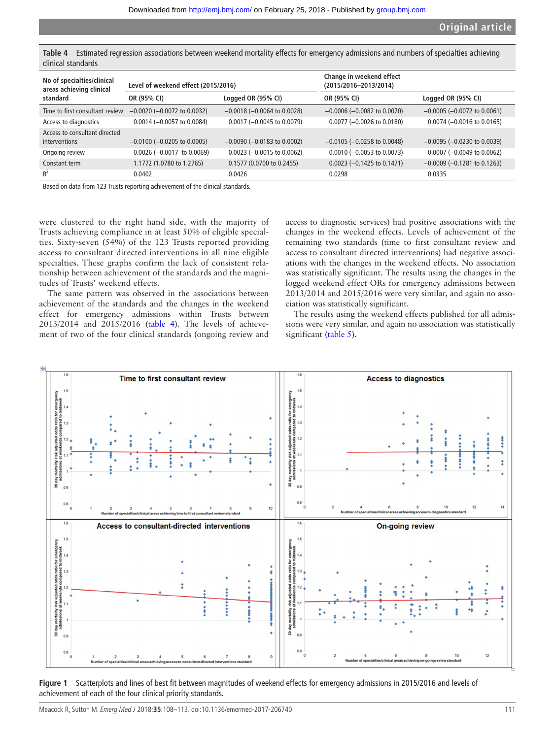**Table 4** Estimated regression associations between weekend mortality effects for emergency admissions and numbers of specialties achieving clinical standards

| No of specialties/clinical areas achieving clinical standard | Level of weekend effect (2015/2016) | | Change in weekend effect (2015/2016–2013/2014) | |
|---|---|---|---|---|
| | OR (95% CI) | Logged OR (95% CI) | OR (95% CI) | Logged OR (95% CI) |
| Time to first consultant review | −0.0020 (−0.0072 to 0.0032) | −0.0018 (−0.0064 to 0.0028) | −0.0006 (−0.0082 to 0.0070) | −0.0005 (−0.0072 to 0.0061) |
| Access to diagnostics | 0.0014 (−0.0057 to 0.0084) | 0.0017 (−0.0045 to 0.0079) | 0.0077 (−0.0026 to 0.0180) | 0.0074 (−0.0016 to 0.0165) |
| Access to consultant directed interventions | −0.0100 (−0.0205 to 0.0005) | −0.0090 (−0.0183 to 0.0002) | −0.0105 (−0.0258 to 0.0048) | −0.0095 (−0.0230 to 0.0039) |
| Ongoing review | 0.0026 (−0.0017 to 0.0069) | 0.0023 (−0.0015 to 0.0062) | 0.0010 (−0.0053 to 0.0073) | 0.0007 (−0.0049 to 0.0062) |
| Constant term | 1.1772 (1.0780 to 1.2765) | 0.1577 (0.0700 to 0.2455) | 0.0023 (−0.1425 to 0.1471) | −0.0009 (−0.1281 to 0.1263) |
| $R^2$ | 0.0402 | 0.0426 | 0.0298 | 0.0335 |

Based on data from 123 Trusts reporting achievement of the clinical standards.

were clustered to the right hand side, with the majority of Trusts achieving compliance in at least 50% of eligible specialties. Sixty-seven (54%) of the 123 Trusts reported providing access to consultant directed interventions in all nine eligible specialties. These graphs confirm the lack of consistent relationship between achievement of the standards and the magnitudes of Trusts' weekend effects.

The same pattern was observed in the associations between achievement of the standards and the changes in the weekend effect for emergency admissions within Trusts between 2013/2014 and 2015/2016 (table 4). The levels of achievement of two of the four clinical standards (ongoing review and access to diagnostic services) had positive associations with the changes in the weekend effects. Levels of achievement of the remaining two standards (time to first consultant review and access to consultant directed interventions) had negative associations with the changes in the weekend effects. No association was statistically significant. The results using the changes in the logged weekend effect ORs for emergency admissions between 2013/2014 and 2015/2016 were very similar, and again no association was statistically significant.

The results using the weekend effects published for all admissions were very similar, and again no association was statistically significant (table 5).

**Figure 1** Scatterplots and lines of best fit between magnitudes of weekend effects for emergency admissions in 2015/2016 and levels of achievement of each of the four clinical priority standards.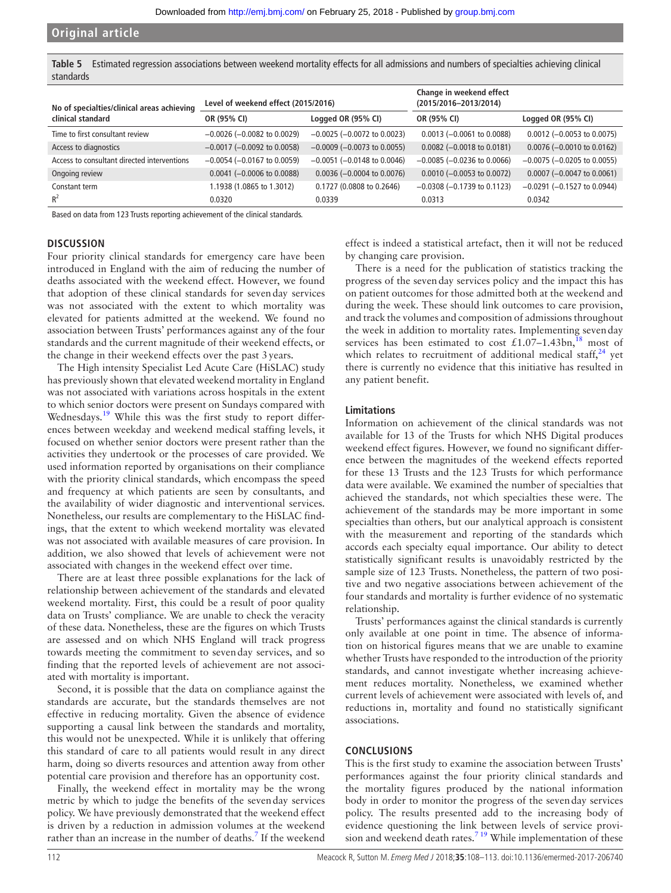**Table 5** Estimated regression associations between weekend mortality effects for all admissions and numbers of specialties achieving clinical standards

| No of specialties/clinical areas achieving clinical standard | Level of weekend effect (2015/2016) | | Change in weekend effect (2015/2016–2013/2014) | |
|---|---|---|---|---|
| | OR (95% CI) | Logged OR (95% CI) | OR (95% CI) | Logged OR (95% CI) |
| Time to first consultant review | −0.0026 (−0.0082 to 0.0029) | −0.0025 (−0.0072 to 0.0023) | 0.0013 (−0.0061 to 0.0088) | 0.0012 (−0.0053 to 0.0075) |
| Access to diagnostics | −0.0017 (−0.0092 to 0.0058) | −0.0009 (−0.0073 to 0.0055) | 0.0082 (−0.0018 to 0.0181) | 0.0076 (−0.0010 to 0.0162) |
| Access to consultant directed interventions | −0.0054 (−0.0167 to 0.0059) | −0.0051 (−0.0148 to 0.0046) | −0.0085 (−0.0236 to 0.0066) | −0.0075 (−0.0205 to 0.0055) |
| Ongoing review | 0.0041 (−0.0006 to 0.0088) | 0.0036 (−0.0004 to 0.0076) | 0.0010 (−0.0053 to 0.0072) | 0.0007 (−0.0047 to 0.0061) |
| Constant term | 1.1938 (1.0865 to 1.3012) | 0.1727 (0.0808 to 0.2646) | −0.0308 (−0.1739 to 0.1123) | −0.0291 (−0.1527 to 0.0944) |
| $R^2$ | 0.0320 | 0.0339 | 0.0313 | 0.0342 |

Based on data from 123 Trusts reporting achievement of the clinical standards.

## DISCUSSION

Four priority clinical standards for emergency care have been introduced in England with the aim of reducing the number of deaths associated with the weekend effect. However, we found that adoption of these clinical standards for seven day services was not associated with the extent to which mortality was elevated for patients admitted at the weekend. We found no association between Trusts' performances against any of the four standards and the current magnitude of their weekend effects, or the change in their weekend effects over the past 3 years.

The High intensity Specialist Led Acute Care (HiSLAC) study has previously shown that elevated weekend mortality in England was not associated with variations across hospitals in the extent to which senior doctors were present on Sundays compared with Wednesdays.[19] While this was the first study to report differences between weekday and weekend medical staffing levels, it focused on whether senior doctors were present rather than the activities they undertook or the processes of care provided. We used information reported by organisations on their compliance with the priority clinical standards, which encompass the speed and frequency at which patients are seen by consultants, and the availability of wider diagnostic and interventional services. Nonetheless, our results are complementary to the HiSLAC findings, that the extent to which weekend mortality was elevated was not associated with available measures of care provision. In addition, we also showed that levels of achievement were not associated with changes in the weekend effect over time.

There are at least three possible explanations for the lack of relationship between achievement of the standards and elevated weekend mortality. First, this could be a result of poor quality data on Trusts' compliance. We are unable to check the veracity of these data. Nonetheless, these are the figures on which Trusts are assessed and on which NHS England will track progress towards meeting the commitment to seven day services, and so finding that the reported levels of achievement are not associated with mortality is important.

Second, it is possible that the data on compliance against the standards are accurate, but the standards themselves are not effective in reducing mortality. Given the absence of evidence supporting a causal link between the standards and mortality, this would not be unexpected. While it is unlikely that offering this standard of care to all patients would result in any direct harm, doing so diverts resources and attention away from other potential care provision and therefore has an opportunity cost.

Finally, the weekend effect in mortality may be the wrong metric by which to judge the benefits of the seven day services policy. We have previously demonstrated that the weekend effect is driven by a reduction in admission volumes at the weekend rather than an increase in the number of deaths.[7] If the weekend effect is indeed a statistical artefact, then it will not be reduced by changing care provision.

There is a need for the publication of statistics tracking the progress of the seven day services policy and the impact this has on patient outcomes for those admitted both at the weekend and during the week. These should link outcomes to care provision, and track the volumes and composition of admissions throughout the week in addition to mortality rates. Implementing seven day services has been estimated to cost £1.07–1.43bn,[18] most of which relates to recruitment of additional medical staff,[24] yet there is currently no evidence that this initiative has resulted in any patient benefit.

### Limitations

Information on achievement of the clinical standards was not available for 13 of the Trusts for which NHS Digital produces weekend effect figures. However, we found no significant difference between the magnitudes of the weekend effects reported for these 13 Trusts and the 123 Trusts for which performance data were available. We examined the number of specialties that achieved the standards, not which specialties these were. The achievement of the standards may be more important in some specialties than others, but our analytical approach is consistent with the measurement and reporting of the standards which accords each specialty equal importance. Our ability to detect statistically significant results is unavoidably restricted by the sample size of 123 Trusts. Nonetheless, the pattern of two positive and two negative associations between achievement of the four standards and mortality is further evidence of no systematic relationship.

Trusts' performances against the clinical standards is currently only available at one point in time. The absence of information on historical figures means that we are unable to examine whether Trusts have responded to the introduction of the priority standards, and cannot investigate whether increasing achievement reduces mortality. Nonetheless, we examined whether current levels of achievement were associated with levels of, and reductions in, mortality and found no statistically significant associations.

## CONCLUSIONS

This is the first study to examine the association between Trusts' performances against the four priority clinical standards and the mortality figures produced by the national information body in order to monitor the progress of the seven day services policy. The results presented add to the increasing body of evidence questioning the link between levels of service provision and weekend death rates.[7,19] While implementation of these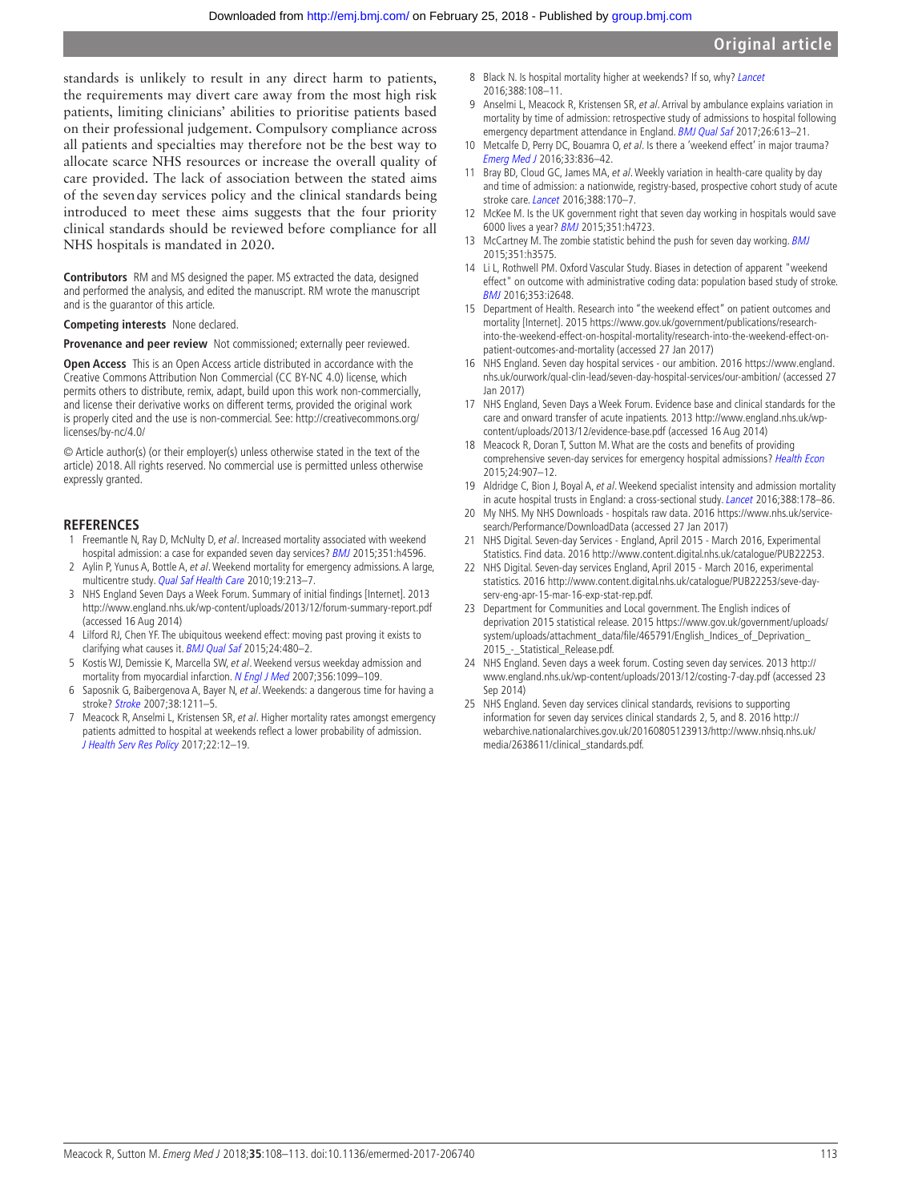standards is unlikely to result in any direct harm to patients, the requirements may divert care away from the most high risk patients, limiting clinicians' abilities to prioritise patients based on their professional judgement. Compulsory compliance across all patients and specialties may therefore not be the best way to allocate scarce NHS resources or increase the overall quality of care provided. The lack of association between the stated aims of the seven day services policy and the clinical standards being introduced to meet these aims suggests that the four priority clinical standards should be reviewed before compliance for all NHS hospitals is mandated in 2020.

**Contributors** RM and MS designed the paper. MS extracted the data, designed and performed the analysis, and edited the manuscript. RM wrote the manuscript and is the guarantor of this article.

**Competing interests** None declared.

**Provenance and peer review** Not commissioned; externally peer reviewed.

**Open Access** This is an Open Access article distributed in accordance with the Creative Commons Attribution Non Commercial (CC BY-NC 4.0) license, which permits others to distribute, remix, adapt, build upon this work non-commercially, and license their derivative works on different terms, provided the original work is properly cited and the use is non-commercial. See: http://creativecommons.org/licenses/by-nc/4.0/

© Article author(s) (or their employer(s) unless otherwise stated in the text of the article) 2018. All rights reserved. No commercial use is permitted unless otherwise expressly granted.

## REFERENCES

1. Freemantle N, Ray D, McNulty D, *et al*. Increased mortality associated with weekend hospital admission: a case for expanded seven day services? *BMJ* 2015;351:h4596.
2. Aylin P, Yunus A, Bottle A, *et al*. Weekend mortality for emergency admissions. A large, multicentre study. *Qual Saf Health Care* 2010;19:213–7.
3. NHS England Seven Days a Week Forum. Summary of initial findings [Internet]. 2013 http://www.england.nhs.uk/wp-content/uploads/2013/12/forum-summary-report.pdf (accessed 16 Aug 2014)
4. Lilford RJ, Chen YF. The ubiquitous weekend effect: moving past proving it exists to clarifying what causes it. *BMJ Qual Saf* 2015;24:480–2.
5. Kostis WJ, Demissie K, Marcella SW, *et al*. Weekend versus weekday admission and mortality from myocardial infarction. *N Engl J Med* 2007;356:1099–109.
6. Saposnik G, Baibergenova A, Bayer N, *et al*. Weekends: a dangerous time for having a stroke? *Stroke* 2007;38:1211–5.
7. Meacock R, Anselmi L, Kristensen SR, *et al*. Higher mortality rates amongst emergency patients admitted to hospital at weekends reflect a lower probability of admission. *J Health Serv Res Policy* 2017;22:12–19.
8. Black N. Is hospital mortality higher at weekends? If so, why? *Lancet* 2016;388:108–11.
9. Anselmi L, Meacock R, Kristensen SR, *et al*. Arrival by ambulance explains variation in mortality by time of admission: retrospective study of admissions to hospital following emergency department attendance in England. *BMJ Qual Saf* 2017;26:613–21.
10. Metcalfe D, Perry DC, Bouamra O, *et al*. Is there a 'weekend effect' in major trauma? *Emerg Med J* 2016;33:836–42.
11. Bray BD, Cloud GC, James MA, *et al*. Weekly variation in health-care quality by day and time of admission: a nationwide, registry-based, prospective cohort study of acute stroke care. *Lancet* 2016;388:170–7.
12. McKee M. Is the UK government right that seven day working in hospitals would save 6000 lives a year? *BMJ* 2015;351:h4723.
13. McCartney M. The zombie statistic behind the push for seven day working. *BMJ* 2015;351:h3575.
14. Li L, Rothwell PM. Oxford Vascular Study. Biases in detection of apparent "weekend effect" on outcome with administrative coding data: population based study of stroke. *BMJ* 2016;353:i2648.
15. Department of Health. Research into "the weekend effect" on patient outcomes and mortality [Internet]. 2015 https://www.gov.uk/government/publications/research-into-the-weekend-effect-on-hospital-mortality/research-into-the-weekend-effect-on-patient-outcomes-and-mortality (accessed 27 Jan 2017)
16. NHS England. Seven day hospital services - our ambition. 2016 https://www.england.nhs.uk/ourwork/qual-clin-lead/seven-day-hospital-services/our-ambition/ (accessed 27 Jan 2017)
17. NHS England, Seven Days a Week Forum. Evidence base and clinical standards for the care and onward transfer of acute inpatients. 2013 http://www.england.nhs.uk/wp-content/uploads/2013/12/evidence-base.pdf (accessed 16 Aug 2014)
18. Meacock R, Doran T, Sutton M. What are the costs and benefits of providing comprehensive seven-day services for emergency hospital admissions? *Health Econ* 2015;24:907–12.
19. Aldridge C, Bion J, Boyal A, *et al*. Weekend specialist intensity and admission mortality in acute hospital trusts in England: a cross-sectional study. *Lancet* 2016;388:178–86.
20. My NHS. My NHS Downloads - hospitals raw data. 2016 https://www.nhs.uk/service-search/Performance/DownloadData (accessed 27 Jan 2017)
21. NHS Digital. Seven-day Services - England, April 2015 - March 2016, Experimental Statistics. Find data. 2016 http://www.content.digital.nhs.uk/catalogue/PUB22253.
22. NHS Digital. Seven-day services England, April 2015 - March 2016, experimental statistics. 2016 http://www.content.digital.nhs.uk/catalogue/PUB22253/seve-day-serv-eng-apr-15-mar-16-exp-stat-rep.pdf.
23. Department for Communities and Local government. The English indices of deprivation 2015 statistical release. 2015 https://www.gov.uk/government/uploads/system/uploads/attachment_data/file/465791/English_Indices_of_Deprivation_2015_-_Statistical_Release.pdf.
24. NHS England. Seven days a week forum. Costing seven day services. 2013 http://www.england.nhs.uk/wp-content/uploads/2013/12/costing-7-day.pdf (accessed 23 Sep 2014)
25. NHS England. Seven day services clinical standards, revisions to supporting information for seven day services clinical standards 2, 5, and 8. 2016 http://webarchive.nationalarchives.gov.uk/20160805123913/http://www.nhsiq.nhs.uk/media/2638611/clinical_standards.pdf.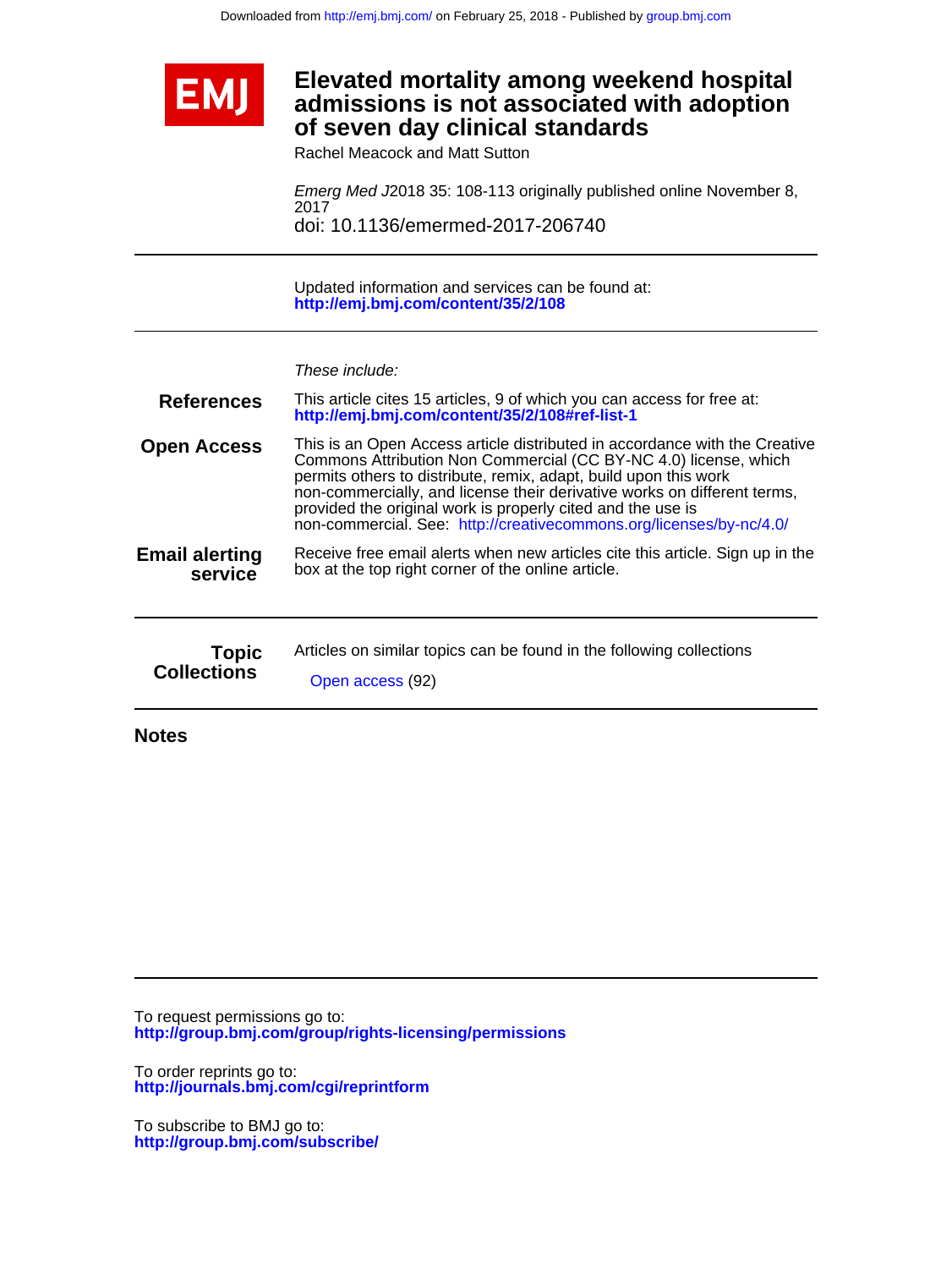Downloaded from http://emj.bmj.com/ on February 25, 2018 - Published by group.bmj.com

EMJ

# Elevated mortality among weekend hospital admissions is not associated with adoption of seven day clinical standards

Rachel Meacock and Matt Sutton

*Emerg Med J* 2018 35: 108-113 originally published online November 8, 2017
doi: 10.1136/emermed-2017-206740

Updated information and services can be found at:
**http://emj.bmj.com/content/35/2/108**

*These include:*

**References**

This article cites 15 articles, 9 of which you can access for free at:
**http://emj.bmj.com/content/35/2/108#ref-list-1**

**Open Access**

This is an Open Access article distributed in accordance with the Creative Commons Attribution Non Commercial (CC BY-NC 4.0) license, which permits others to distribute, remix, adapt, build upon this work non-commercially, and license their derivative works on different terms, provided the original work is properly cited and the use is non-commercial. See: http://creativecommons.org/licenses/by-nc/4.0/

**Email alerting service**

Receive free email alerts when new articles cite this article. Sign up in the box at the top right corner of the online article.

**Topic Collections**

Articles on similar topics can be found in the following collections

Open access (92)

## Notes

To request permissions go to:
**http://group.bmj.com/group/rights-licensing/permissions**

To order reprints go to:
**http://journals.bmj.com/cgi/reprintform**

To subscribe to BMJ go to:
**http://group.bmj.com/subscribe/**